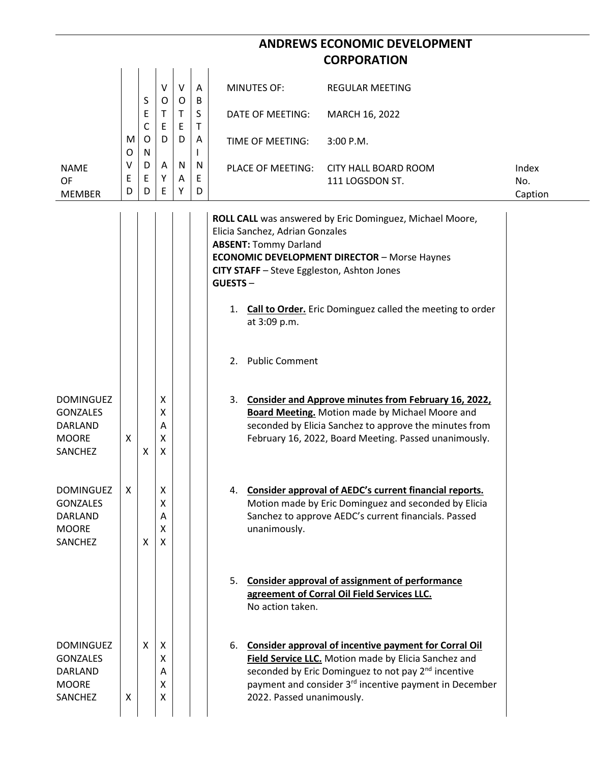# ANDREWS ECONOMIC DEVELOPMENT CORPORATION

| | |
|---|---|
| MINUTES OF: | REGULAR MEETING |
| DATE OF MEETING: | MARCH 16, 2022 |
| TIME OF MEETING: | 3:00 P.M. |
| PLACE OF MEETING: | CITY HALL BOARD ROOM<br>111 LOGSDON ST. |

**ROLL CALL** was answered by Eric Dominguez, Michael Moore, Elicia Sanchez, Adrian Gonzales
**ABSENT:** Tommy Darland
**ECONOMIC DEVELOPMENT DIRECTOR** – Morse Haynes
**CITY STAFF** – Steve Eggleston, Ashton Jones
**GUESTS** –

1. **Call to Order.** Eric Dominguez called the meeting to order at 3:09 p.m.

2. Public Comment

| NAME OF MEMBER | MOVED | SECONDED | VOTED AYE | VOTED NAY | ABSTAINED |
|---|---|---|---|---|---|
| DOMINGUEZ | | | X | | |
| GONZALES | | | X | | |
| DARLAND | | | A | | |
| MOORE | X | | X | | |
| SANCHEZ | | X | X | | |

3. **Consider and Approve minutes from February 16, 2022, Board Meeting.** Motion made by Michael Moore and seconded by Elicia Sanchez to approve the minutes from February 16, 2022, Board Meeting. Passed unanimously.

| NAME OF MEMBER | MOVED | SECONDED | VOTED AYE | VOTED NAY | ABSTAINED |
|---|---|---|---|---|---|
| DOMINGUEZ | X | | X | | |
| GONZALES | | | X | | |
| DARLAND | | | A | | |
| MOORE | | | X | | |
| SANCHEZ | | X | X | | |

4. **Consider approval of AEDC's current financial reports.** Motion made by Eric Dominguez and seconded by Elicia Sanchez to approve AEDC's current financials. Passed unanimously.

5. **Consider approval of assignment of performance agreement of Corral Oil Field Services LLC.** No action taken.

| NAME OF MEMBER | MOVED | SECONDED | VOTED AYE | VOTED NAY | ABSTAINED |
|---|---|---|---|---|---|
| DOMINGUEZ | | X | X | | |
| GONZALES | | | X | | |
| DARLAND | | | A | | |
| MOORE | | | X | | |
| SANCHEZ | X | | X | | |

6. **Consider approval of incentive payment for Corral Oil Field Service LLC.** Motion made by Elicia Sanchez and seconded by Eric Dominguez to not pay 2nd incentive payment and consider 3rd incentive payment in December 2022. Passed unanimously.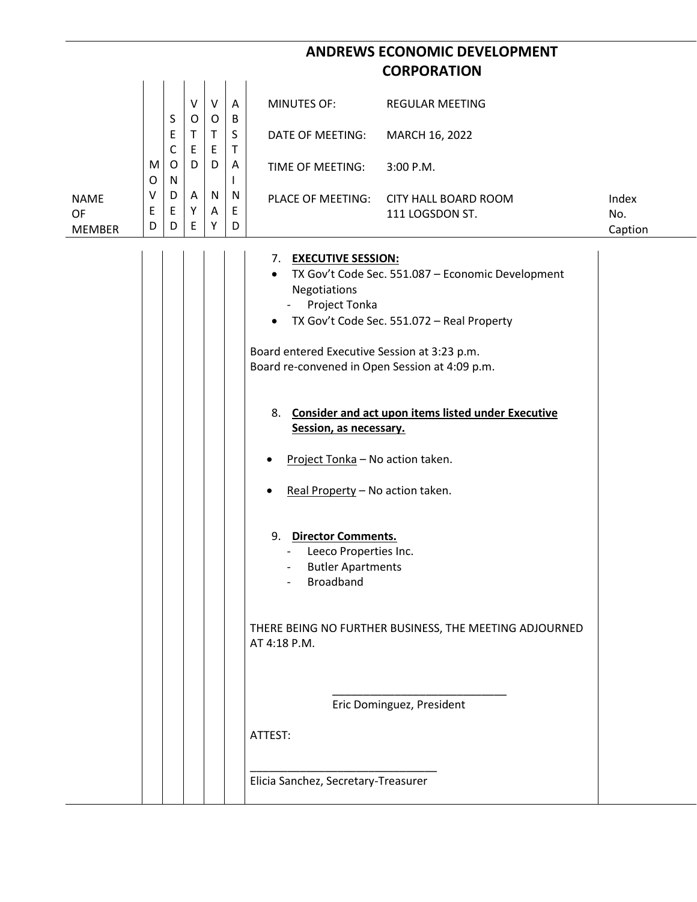# ANDREWS ECONOMIC DEVELOPMENT CORPORATION

| NAME OF MEMBER | MOVED | SECONDED | VOTED AYE | VOTED NAY | ABSTAINED | | | Index No. Caption |
|---|---|---|---|---|---|---|---|---|
| | | | | | | MINUTES OF: | REGULAR MEETING | |
| | | | | | | DATE OF MEETING: | MARCH 16, 2022 | |
| | | | | | | TIME OF MEETING: | 3:00 P.M. | |
| | | | | | | PLACE OF MEETING: | CITY HALL BOARD ROOM 111 LOGSDON ST. | |

7. **EXECUTIVE SESSION:**
   - TX Gov't Code Sec. 551.087 – Economic Development Negotiations
     - Project Tonka
   - TX Gov't Code Sec. 551.072 – Real Property

Board entered Executive Session at 3:23 p.m.
Board re-convened in Open Session at 4:09 p.m.

8. **Consider and act upon items listed under Executive Session, as necessary.**

- Project Tonka – No action taken.
- Real Property – No action taken.

9. **Director Comments.**
   - Leeco Properties Inc.
   - Butler Apartments
   - Broadband

THERE BEING NO FURTHER BUSINESS, THE MEETING ADJOURNED AT 4:18 P.M.

_____________________________
Eric Dominguez, President

ATTEST:

_______________________________
Elicia Sanchez, Secretary-Treasurer